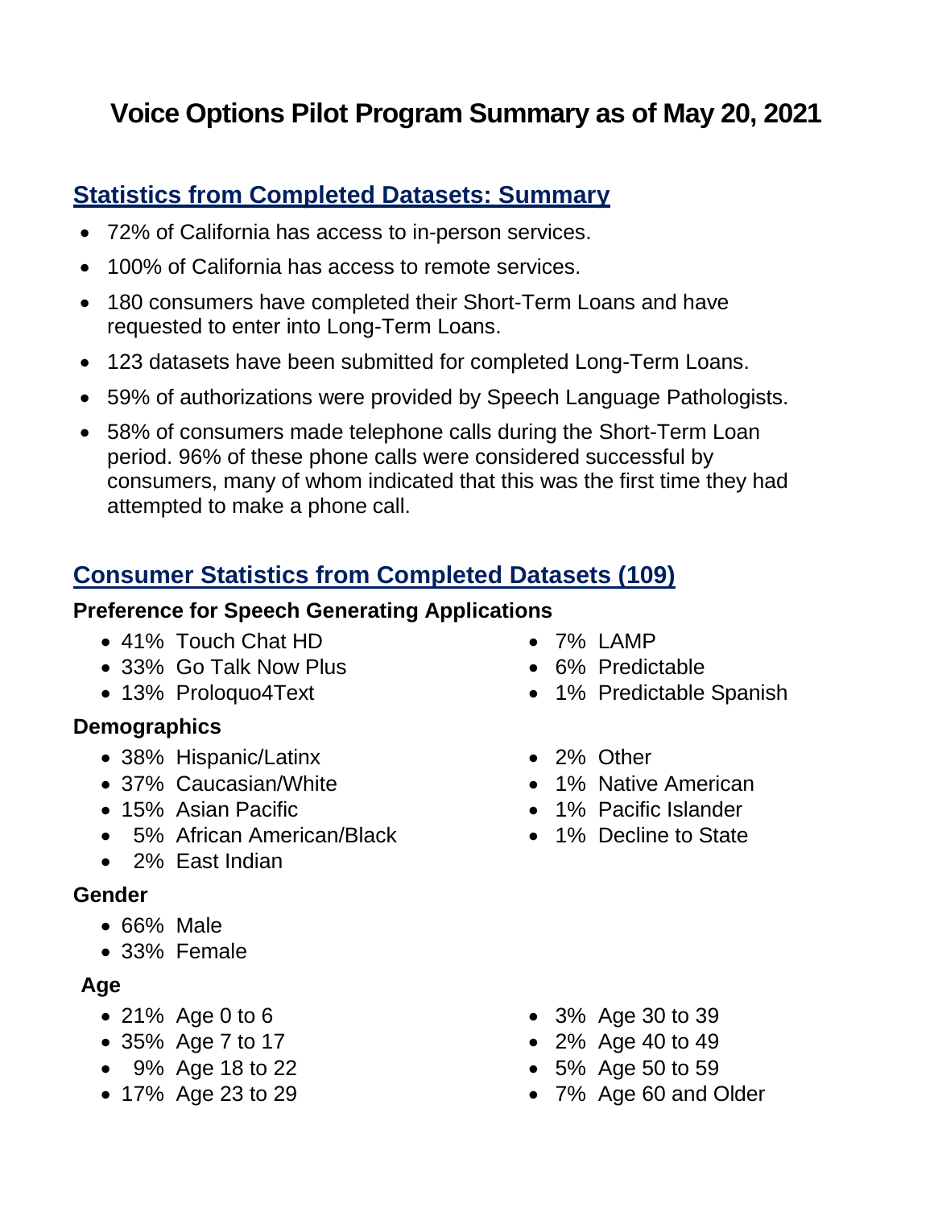# Voice Options Pilot Program Summary as of May 20, 2021

## Statistics from Completed Datasets: Summary

- 72% of California has access to in-person services.
- 100% of California has access to remote services.
- 180 consumers have completed their Short-Term Loans and have requested to enter into Long-Term Loans.
- 123 datasets have been submitted for completed Long-Term Loans.
- 59% of authorizations were provided by Speech Language Pathologists.
- 58% of consumers made telephone calls during the Short-Term Loan period. 96% of these phone calls were considered successful by consumers, many of whom indicated that this was the first time they had attempted to make a phone call.

## Consumer Statistics from Completed Datasets (109)

### Preference for Speech Generating Applications

- 41% Touch Chat HD
- 33% Go Talk Now Plus
- 13% Proloquo4Text
- 7% LAMP
- 6% Predictable
- 1% Predictable Spanish

### Demographics

- 38% Hispanic/Latinx
- 37% Caucasian/White
- 15% Asian Pacific
- 5% African American/Black
- 2% East Indian
- 2% Other
- 1% Native American
- 1% Pacific Islander
- 1% Decline to State

### Gender

- 66% Male
- 33% Female

### Age

- 21% Age 0 to 6
- 35% Age 7 to 17
- 9% Age 18 to 22
- 17% Age 23 to 29
- 3% Age 30 to 39
- 2% Age 40 to 49
- 5% Age 50 to 59
- 7% Age 60 and Older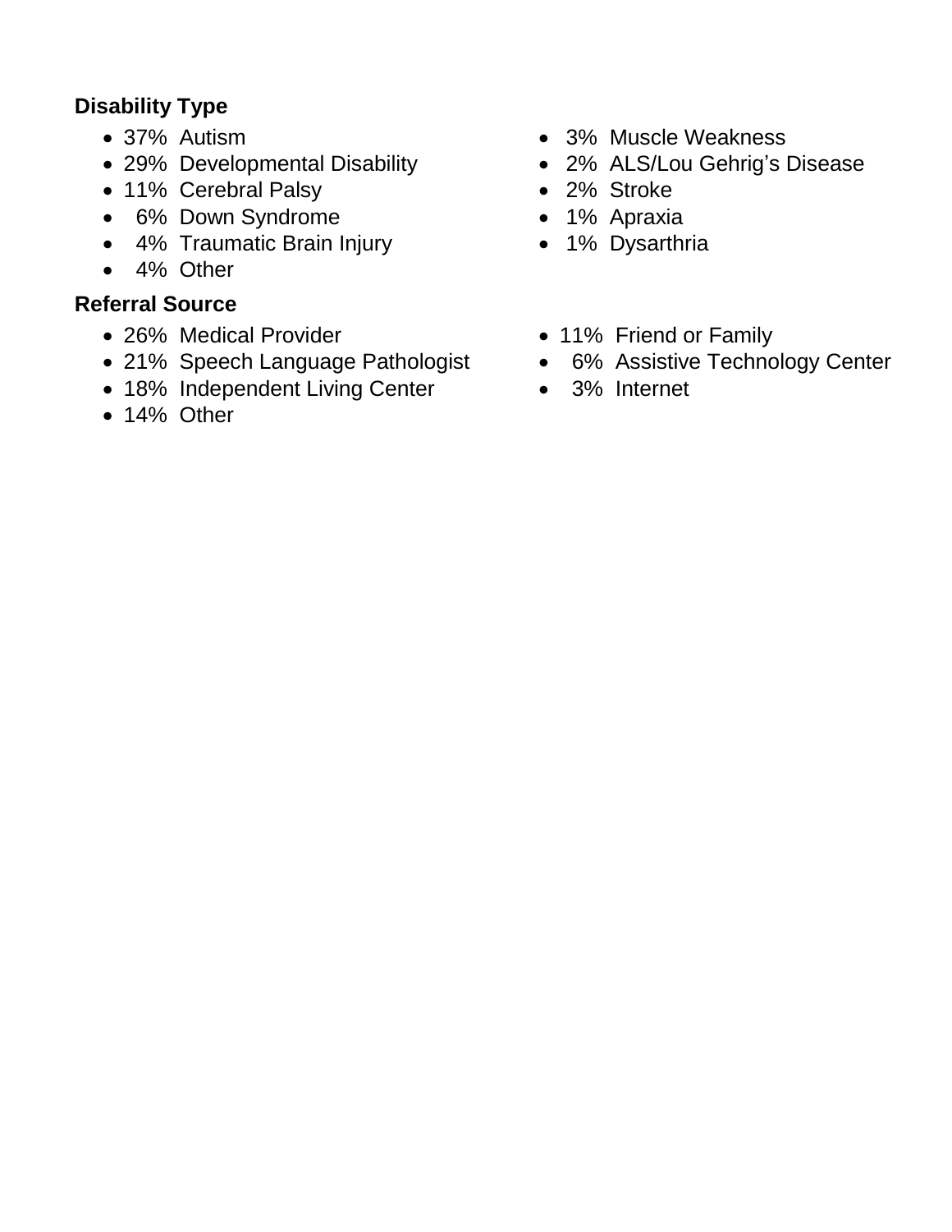**Disability Type**

- 37% Autism
- 29% Developmental Disability
- 11% Cerebral Palsy
- 6% Down Syndrome
- 4% Traumatic Brain Injury
- 4% Other
- 3% Muscle Weakness
- 2% ALS/Lou Gehrig's Disease
- 2% Stroke
- 1% Apraxia
- 1% Dysarthria

**Referral Source**

- 26% Medical Provider
- 21% Speech Language Pathologist
- 18% Independent Living Center
- 14% Other
- 11% Friend or Family
- 6% Assistive Technology Center
- 3% Internet